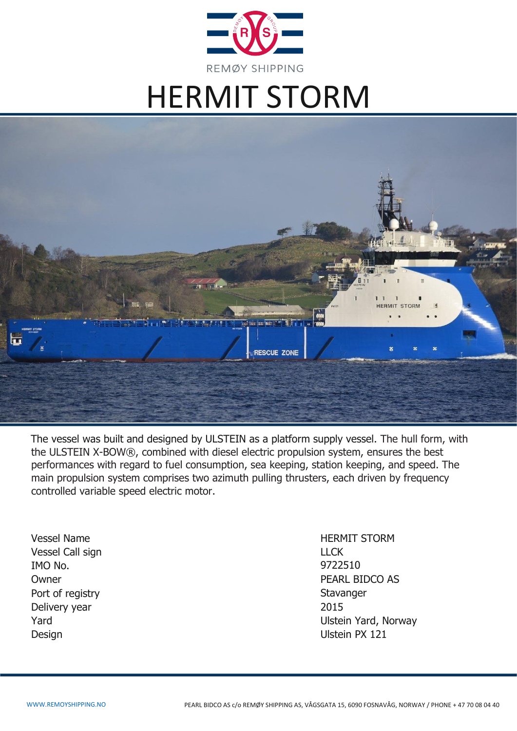REMØY SHIPPING

# HERMIT STORM

The vessel was built and designed by ULSTEIN as a platform supply vessel. The hull form, with the ULSTEIN X-BOW®, combined with diesel electric propulsion system, ensures the best performances with regard to fuel consumption, sea keeping, station keeping, and speed. The main propulsion system comprises two azimuth pulling thrusters, each driven by frequency controlled variable speed electric motor.

| | |
|---|---|
| Vessel Name | HERMIT STORM |
| Vessel Call sign | LLCK |
| IMO No. | 9722510 |
| Owner | PEARL BIDCO AS |
| Port of registry | Stavanger |
| Delivery year | 2015 |
| Yard | Ulstein Yard, Norway |
| Design | Ulstein PX 121 |

WWW.REMOYSHIPPING.NO

PEARL BIDCO AS c/o REMØY SHIPPING AS, VÅGSGATA 15, 6090 FOSNAVÅG, NORWAY / PHONE + 47 70 08 04 40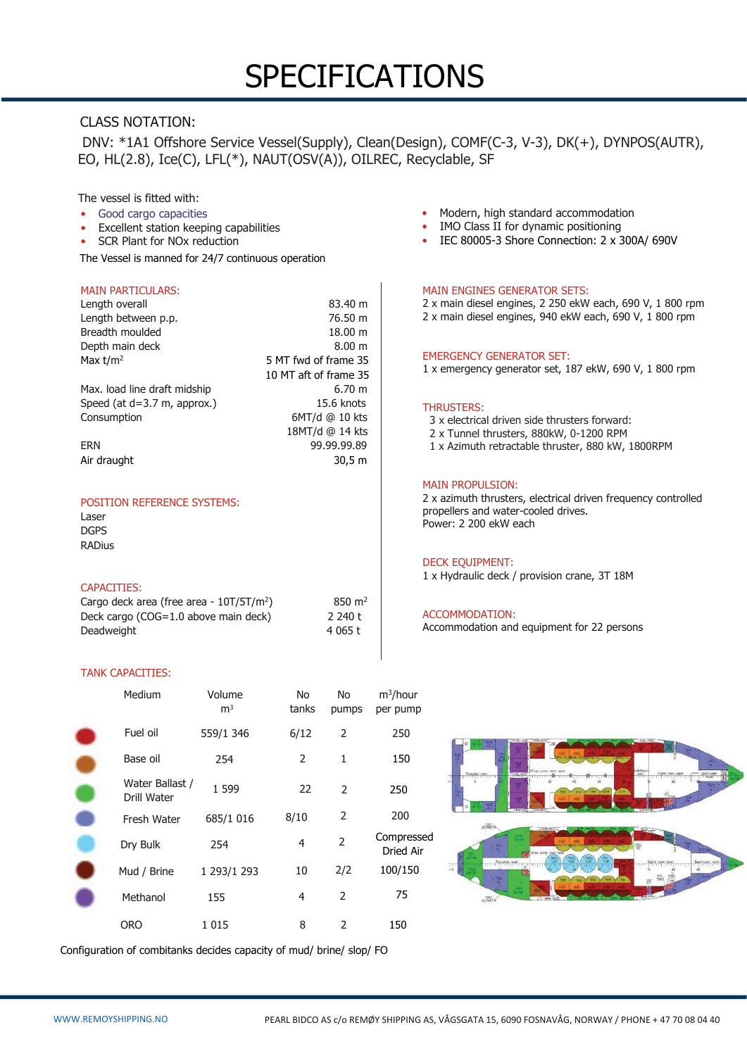# SPECIFICATIONS

## CLASS NOTATION:

DNV: *1A1 Offshore Service Vessel(Supply), Clean(Design), COMF(C-3, V-3), DK(+), DYNPOS(AUTR), EO, HL(2.8), Ice(C), LFL(*), NAUT(OSV(A)), OILREC, Recyclable, SF

The vessel is fitted with:

- Good cargo capacities
- Excellent station keeping capabilities
- SCR Plant for NOx reduction
- Modern, high standard accommodation
- IMO Class II for dynamic positioning
- IEC 80005-3 Shore Connection: 2 x 300A/ 690V

The Vessel is manned for 24/7 continuous operation

### MAIN PARTICULARS:

| | |
|---|---|
| Length overall | 83.40 m |
| Length between p.p. | 76.50 m |
| Breadth moulded | 18.00 m |
| Depth main deck | 8.00 m |
| Max t/m² | 5 MT fwd of frame 35<br>10 MT aft of frame 35 |
| Max. load line draft midship | 6.70 m |
| Speed (at d=3.7 m, approx.) | 15.6 knots |
| Consumption | 6MT/d @ 10 kts<br>18MT/d @ 14 kts |
| ERN | 99.99.99.89 |
| Air draught | 30,5 m |

### POSITION REFERENCE SYSTEMS:

Laser
DGPS
RADius

### CAPACITIES:

| | |
|---|---|
| Cargo deck area (free area - 10T/5T/m²) | 850 m² |
| Deck cargo (COG=1.0 above main deck) | 2 240 t |
| Deadweight | 4 065 t |

### MAIN ENGINES GENERATOR SETS:

2 x main diesel engines, 2 250 ekW each, 690 V, 1 800 rpm
2 x main diesel engines, 940 ekW each, 690 V, 1 800 rpm

### EMERGENCY GENERATOR SET:

1 x emergency generator set, 187 ekW, 690 V, 1 800 rpm

### THRUSTERS:

3 x electrical driven side thrusters forward:
2 x Tunnel thrusters, 880kW, 0-1200 RPM
1 x Azimuth retractable thruster, 880 kW, 1800RPM

### MAIN PROPULSION:

2 x azimuth thrusters, electrical driven frequency controlled propellers and water-cooled drives.
Power: 2 200 ekW each

### DECK EQUIPMENT:

1 x Hydraulic deck / provision crane, 3T 18M

### ACCOMMODATION:

Accommodation and equipment for 22 persons

### TANK CAPACITIES:

| Medium | Volume m³ | No tanks | No pumps | m³/hour per pump |
|---|---|---|---|---|
| Fuel oil | 559/1 346 | 6/12 | 2 | 250 |
| Base oil | 254 | 2 | 1 | 150 |
| Water Ballast / Drill Water | 1 599 | 22 | 2 | 250 |
| Fresh Water | 685/1 016 | 8/10 | 2 | 200 |
| Dry Bulk | 254 | 4 | 2 | Compressed Dried Air |
| Mud / Brine | 1 293/1 293 | 10 | 2/2 | 100/150 |
| Methanol | 155 | 4 | 2 | 75 |
| ORO | 1 015 | 8 | 2 | 150 |

Configuration of combitanks decides capacity of mud/ brine/ slop/ FO

WWW.REMOYSHIPPING.NO

PEARL BIDCO AS c/o REMØY SHIPPING AS, VÅGSGATA 15, 6090 FOSNAVÅG, NORWAY / PHONE + 47 70 08 04 40